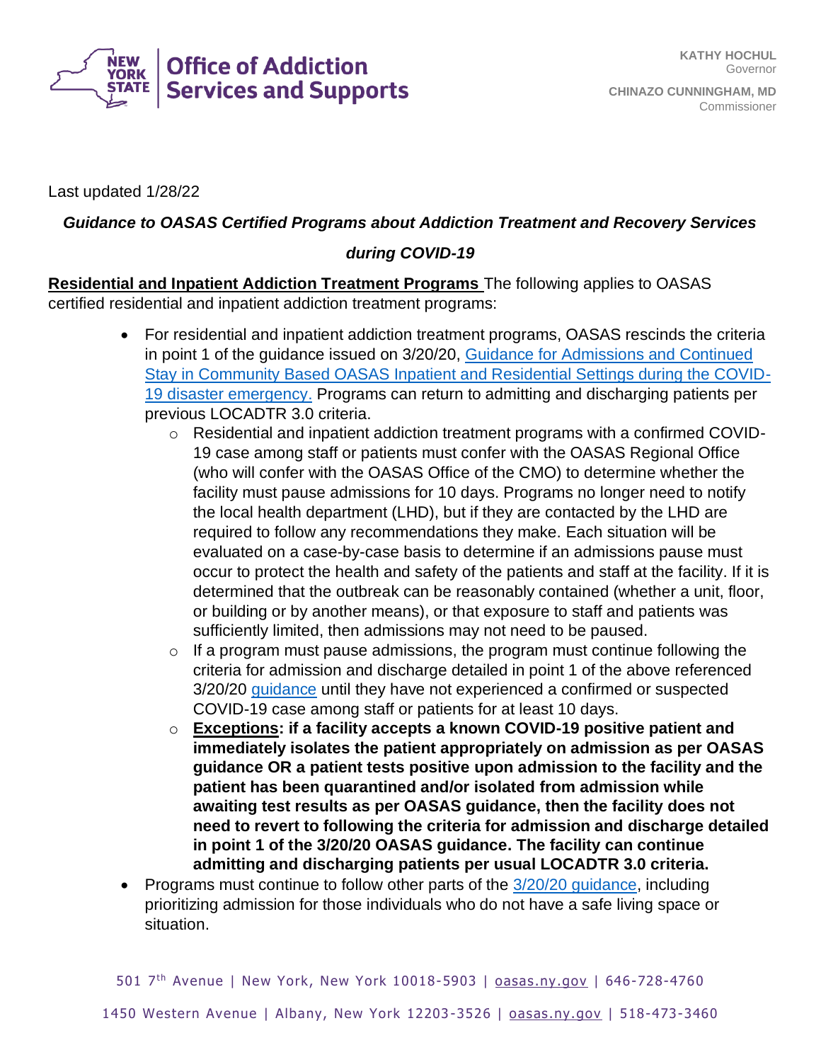Office of Addiction Services and Supports

KATHY HOCHUL
Governor

CHINAZO CUNNINGHAM, MD
Commissioner

Last updated 1/28/22

***Guidance to OASAS Certified Programs about Addiction Treatment and Recovery Services during COVID-19***

**Residential and Inpatient Addiction Treatment Programs** The following applies to OASAS certified residential and inpatient addiction treatment programs:

- For residential and inpatient addiction treatment programs, OASAS rescinds the criteria in point 1 of the guidance issued on 3/20/20, Guidance for Admissions and Continued Stay in Community Based OASAS Inpatient and Residential Settings during the COVID-19 disaster emergency. Programs can return to admitting and discharging patients per previous LOCADTR 3.0 criteria.
  - Residential and inpatient addiction treatment programs with a confirmed COVID-19 case among staff or patients must confer with the OASAS Regional Office (who will confer with the OASAS Office of the CMO) to determine whether the facility must pause admissions for 10 days. Programs no longer need to notify the local health department (LHD), but if they are contacted by the LHD are required to follow any recommendations they make. Each situation will be evaluated on a case-by-case basis to determine if an admissions pause must occur to protect the health and safety of the patients and staff at the facility. If it is determined that the outbreak can be reasonably contained (whether a unit, floor, or building or by another means), or that exposure to staff and patients was sufficiently limited, then admissions may not need to be paused.
  - If a program must pause admissions, the program must continue following the criteria for admission and discharge detailed in point 1 of the above referenced 3/20/20 guidance until they have not experienced a confirmed or suspected COVID-19 case among staff or patients for at least 10 days.
  - **Exceptions: if a facility accepts a known COVID-19 positive patient and immediately isolates the patient appropriately on admission as per OASAS guidance OR a patient tests positive upon admission to the facility and the patient has been quarantined and/or isolated from admission while awaiting test results as per OASAS guidance, then the facility does not need to revert to following the criteria for admission and discharge detailed in point 1 of the 3/20/20 OASAS guidance. The facility can continue admitting and discharging patients per usual LOCADTR 3.0 criteria.**
- Programs must continue to follow other parts of the 3/20/20 guidance, including prioritizing admission for those individuals who do not have a safe living space or situation.

501 7th Avenue | New York, New York 10018-5903 | oasas.ny.gov | 646-728-4760

1450 Western Avenue | Albany, New York 12203-3526 | oasas.ny.gov | 518-473-3460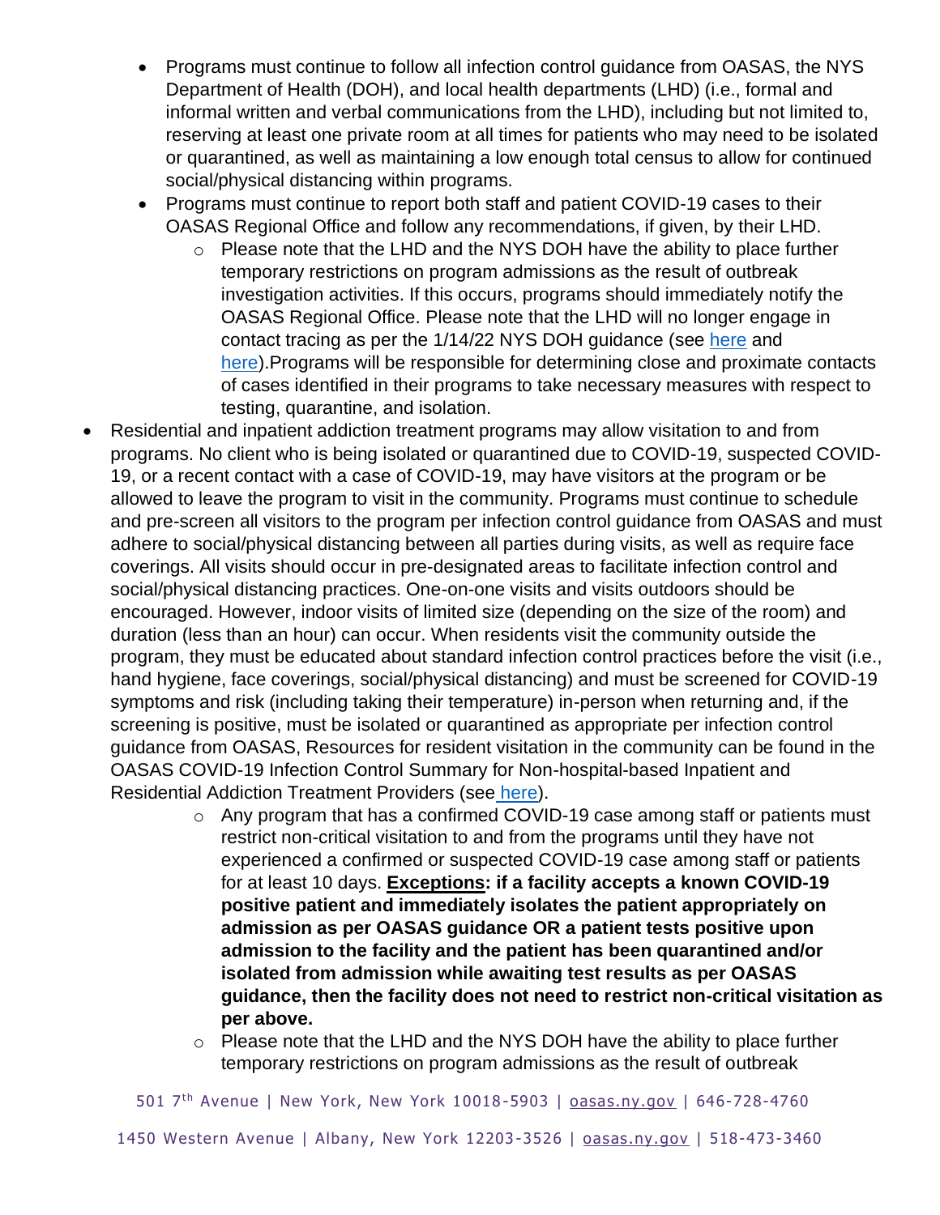- Programs must continue to follow all infection control guidance from OASAS, the NYS Department of Health (DOH), and local health departments (LHD) (i.e., formal and informal written and verbal communications from the LHD), including but not limited to, reserving at least one private room at all times for patients who may need to be isolated or quarantined, as well as maintaining a low enough total census to allow for continued social/physical distancing within programs.
  - Programs must continue to report both staff and patient COVID-19 cases to their OASAS Regional Office and follow any recommendations, if given, by their LHD.
    - Please note that the LHD and the NYS DOH have the ability to place further temporary restrictions on program admissions as the result of outbreak investigation activities. If this occurs, programs should immediately notify the OASAS Regional Office. Please note that the LHD will no longer engage in contact tracing as per the 1/14/22 NYS DOH guidance (see here and here).Programs will be responsible for determining close and proximate contacts of cases identified in their programs to take necessary measures with respect to testing, quarantine, and isolation.
- Residential and inpatient addiction treatment programs may allow visitation to and from programs. No client who is being isolated or quarantined due to COVID-19, suspected COVID-19, or a recent contact with a case of COVID-19, may have visitors at the program or be allowed to leave the program to visit in the community. Programs must continue to schedule and pre-screen all visitors to the program per infection control guidance from OASAS and must adhere to social/physical distancing between all parties during visits, as well as require face coverings. All visits should occur in pre-designated areas to facilitate infection control and social/physical distancing practices. One-on-one visits and visits outdoors should be encouraged. However, indoor visits of limited size (depending on the size of the room) and duration (less than an hour) can occur. When residents visit the community outside the program, they must be educated about standard infection control practices before the visit (i.e., hand hygiene, face coverings, social/physical distancing) and must be screened for COVID-19 symptoms and risk (including taking their temperature) in-person when returning and, if the screening is positive, must be isolated or quarantined as appropriate per infection control guidance from OASAS, Resources for resident visitation in the community can be found in the OASAS COVID-19 Infection Control Summary for Non-hospital-based Inpatient and Residential Addiction Treatment Providers (see here).
    - Any program that has a confirmed COVID-19 case among staff or patients must restrict non-critical visitation to and from the programs until they have not experienced a confirmed or suspected COVID-19 case among staff or patients for at least 10 days. **<u>Exceptions</u>: if a facility accepts a known COVID-19 positive patient and immediately isolates the patient appropriately on admission as per OASAS guidance OR a patient tests positive upon admission to the facility and the patient has been quarantined and/or isolated from admission while awaiting test results as per OASAS guidance, then the facility does not need to restrict non-critical visitation as per above.**
    - Please note that the LHD and the NYS DOH have the ability to place further temporary restrictions on program admissions as the result of outbreak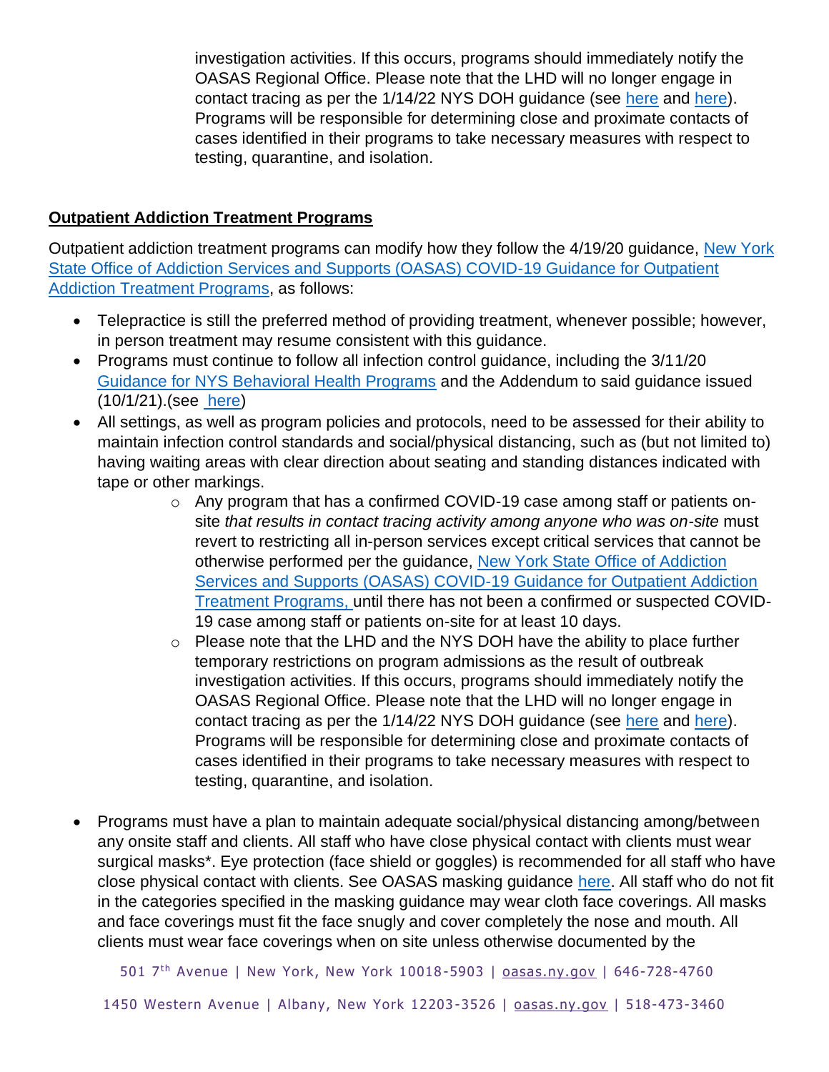investigation activities. If this occurs, programs should immediately notify the OASAS Regional Office. Please note that the LHD will no longer engage in contact tracing as per the 1/14/22 NYS DOH guidance (see here and here). Programs will be responsible for determining close and proximate contacts of cases identified in their programs to take necessary measures with respect to testing, quarantine, and isolation.

## Outpatient Addiction Treatment Programs

Outpatient addiction treatment programs can modify how they follow the 4/19/20 guidance, New York State Office of Addiction Services and Supports (OASAS) COVID-19 Guidance for Outpatient Addiction Treatment Programs, as follows:

- Telepractice is still the preferred method of providing treatment, whenever possible; however, in person treatment may resume consistent with this guidance.
- Programs must continue to follow all infection control guidance, including the 3/11/20 Guidance for NYS Behavioral Health Programs and the Addendum to said guidance issued (10/1/21).(see here)
- All settings, as well as program policies and protocols, need to be assessed for their ability to maintain infection control standards and social/physical distancing, such as (but not limited to) having waiting areas with clear direction about seating and standing distances indicated with tape or other markings.
    - Any program that has a confirmed COVID-19 case among staff or patients on-site *that results in contact tracing activity among anyone who was on-site* must revert to restricting all in-person services except critical services that cannot be otherwise performed per the guidance, New York State Office of Addiction Services and Supports (OASAS) COVID-19 Guidance for Outpatient Addiction Treatment Programs, until there has not been a confirmed or suspected COVID-19 case among staff or patients on-site for at least 10 days.
    - Please note that the LHD and the NYS DOH have the ability to place further temporary restrictions on program admissions as the result of outbreak investigation activities. If this occurs, programs should immediately notify the OASAS Regional Office. Please note that the LHD will no longer engage in contact tracing as per the 1/14/22 NYS DOH guidance (see here and here). Programs will be responsible for determining close and proximate contacts of cases identified in their programs to take necessary measures with respect to testing, quarantine, and isolation.

- Programs must have a plan to maintain adequate social/physical distancing among/between any onsite staff and clients. All staff who have close physical contact with clients must wear surgical masks*. Eye protection (face shield or goggles) is recommended for all staff who have close physical contact with clients. See OASAS masking guidance here. All staff who do not fit in the categories specified in the masking guidance may wear cloth face coverings. All masks and face coverings must fit the face snugly and cover completely the nose and mouth. All clients must wear face coverings when on site unless otherwise documented by the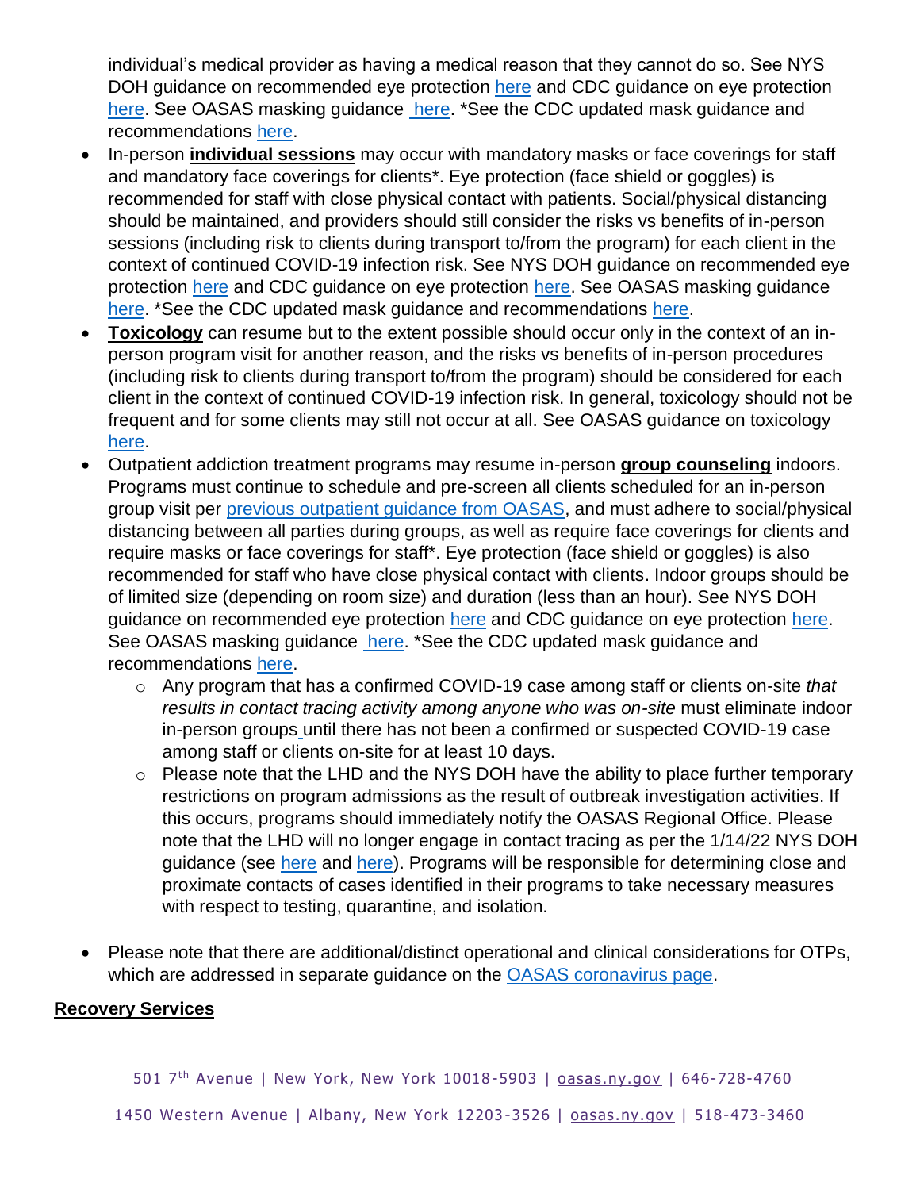individual's medical provider as having a medical reason that they cannot do so. See NYS DOH guidance on recommended eye protection here and CDC guidance on eye protection here. See OASAS masking guidance here. *See the CDC updated mask guidance and recommendations here.

- In-person **individual sessions** may occur with mandatory masks or face coverings for staff and mandatory face coverings for clients*. Eye protection (face shield or goggles) is recommended for staff with close physical contact with patients. Social/physical distancing should be maintained, and providers should still consider the risks vs benefits of in-person sessions (including risk to clients during transport to/from the program) for each client in the context of continued COVID-19 infection risk. See NYS DOH guidance on recommended eye protection here and CDC guidance on eye protection here. See OASAS masking guidance here. *See the CDC updated mask guidance and recommendations here.
- **Toxicology** can resume but to the extent possible should occur only in the context of an in-person program visit for another reason, and the risks vs benefits of in-person procedures (including risk to clients during transport to/from the program) should be considered for each client in the context of continued COVID-19 infection risk. In general, toxicology should not be frequent and for some clients may still not occur at all. See OASAS guidance on toxicology here.
- Outpatient addiction treatment programs may resume in-person **group counseling** indoors. Programs must continue to schedule and pre-screen all clients scheduled for an in-person group visit per previous outpatient guidance from OASAS, and must adhere to social/physical distancing between all parties during groups, as well as require face coverings for clients and require masks or face coverings for staff*. Eye protection (face shield or goggles) is also recommended for staff who have close physical contact with clients. Indoor groups should be of limited size (depending on room size) and duration (less than an hour). See NYS DOH guidance on recommended eye protection here and CDC guidance on eye protection here. See OASAS masking guidance here. *See the CDC updated mask guidance and recommendations here.
  - Any program that has a confirmed COVID-19 case among staff or clients on-site *that results in contact tracing activity among anyone who was on-site* must eliminate indoor in-person groups until there has not been a confirmed or suspected COVID-19 case among staff or clients on-site for at least 10 days.
  - Please note that the LHD and the NYS DOH have the ability to place further temporary restrictions on program admissions as the result of outbreak investigation activities. If this occurs, programs should immediately notify the OASAS Regional Office. Please note that the LHD will no longer engage in contact tracing as per the 1/14/22 NYS DOH guidance (see here and here). Programs will be responsible for determining close and proximate contacts of cases identified in their programs to take necessary measures with respect to testing, quarantine, and isolation.
- Please note that there are additional/distinct operational and clinical considerations for OTPs, which are addressed in separate guidance on the OASAS coronavirus page.

## Recovery Services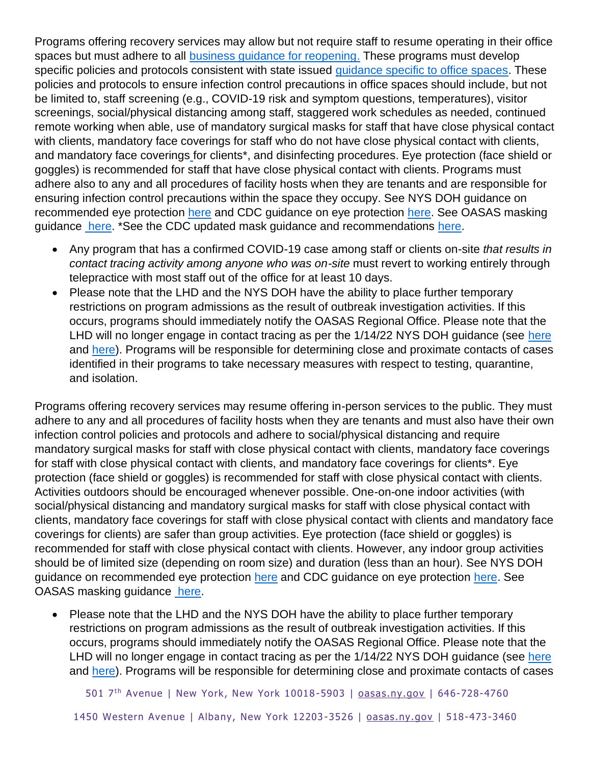Programs offering recovery services may allow but not require staff to resume operating in their office spaces but must adhere to all business guidance for reopening. These programs must develop specific policies and protocols consistent with state issued guidance specific to office spaces. These policies and protocols to ensure infection control precautions in office spaces should include, but not be limited to, staff screening (e.g., COVID-19 risk and symptom questions, temperatures), visitor screenings, social/physical distancing among staff, staggered work schedules as needed, continued remote working when able, use of mandatory surgical masks for staff that have close physical contact with clients, mandatory face coverings for staff who do not have close physical contact with clients, and mandatory face coverings for clients*, and disinfecting procedures. Eye protection (face shield or goggles) is recommended for staff that have close physical contact with clients. Programs must adhere also to any and all procedures of facility hosts when they are tenants and are responsible for ensuring infection control precautions within the space they occupy. See NYS DOH guidance on recommended eye protection here and CDC guidance on eye protection here. See OASAS masking guidance here. *See the CDC updated mask guidance and recommendations here.

- Any program that has a confirmed COVID-19 case among staff or clients on-site *that results in contact tracing activity among anyone who was on-site* must revert to working entirely through telepractice with most staff out of the office for at least 10 days.
- Please note that the LHD and the NYS DOH have the ability to place further temporary restrictions on program admissions as the result of outbreak investigation activities. If this occurs, programs should immediately notify the OASAS Regional Office. Please note that the LHD will no longer engage in contact tracing as per the 1/14/22 NYS DOH guidance (see here and here). Programs will be responsible for determining close and proximate contacts of cases identified in their programs to take necessary measures with respect to testing, quarantine, and isolation.

Programs offering recovery services may resume offering in-person services to the public. They must adhere to any and all procedures of facility hosts when they are tenants and must also have their own infection control policies and protocols and adhere to social/physical distancing and require mandatory surgical masks for staff with close physical contact with clients, mandatory face coverings for staff with close physical contact with clients, and mandatory face coverings for clients*. Eye protection (face shield or goggles) is recommended for staff with close physical contact with clients. Activities outdoors should be encouraged whenever possible. One-on-one indoor activities (with social/physical distancing and mandatory surgical masks for staff with close physical contact with clients, mandatory face coverings for staff with close physical contact with clients and mandatory face coverings for clients) are safer than group activities. Eye protection (face shield or goggles) is recommended for staff with close physical contact with clients. However, any indoor group activities should be of limited size (depending on room size) and duration (less than an hour). See NYS DOH guidance on recommended eye protection here and CDC guidance on eye protection here. See OASAS masking guidance here.

- Please note that the LHD and the NYS DOH have the ability to place further temporary restrictions on program admissions as the result of outbreak investigation activities. If this occurs, programs should immediately notify the OASAS Regional Office. Please note that the LHD will no longer engage in contact tracing as per the 1/14/22 NYS DOH guidance (see here and here). Programs will be responsible for determining close and proximate contacts of cases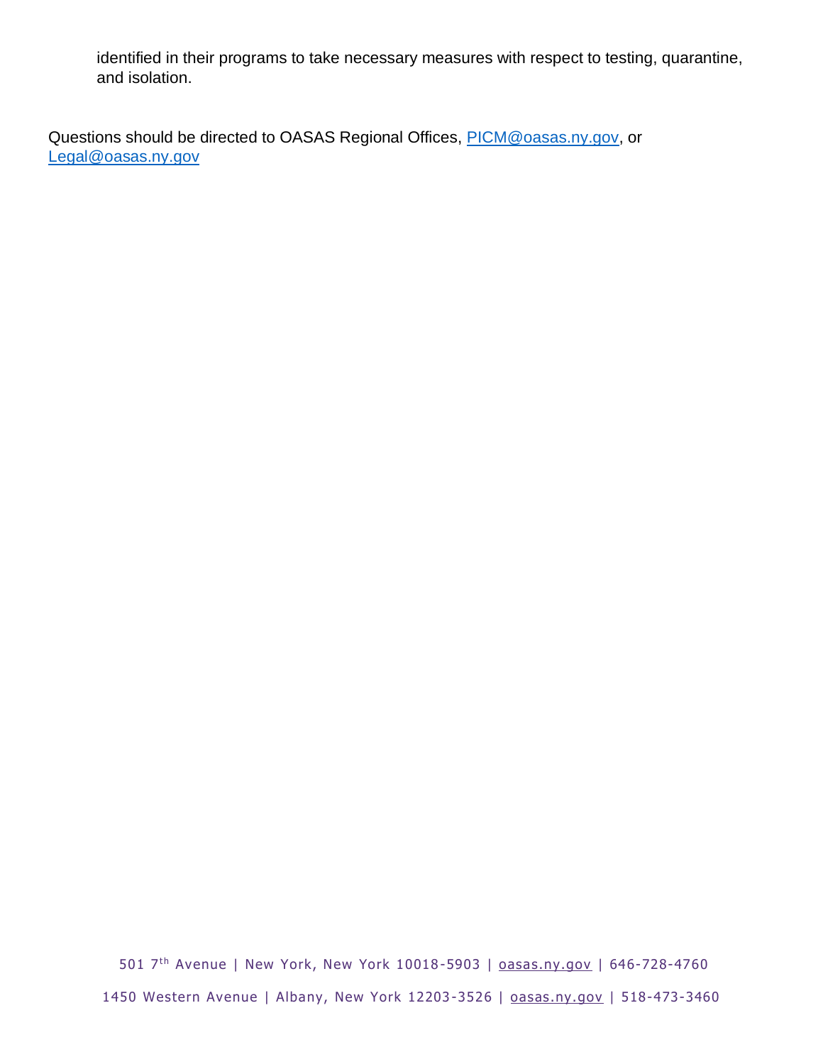identified in their programs to take necessary measures with respect to testing, quarantine, and isolation.

Questions should be directed to OASAS Regional Offices, PICM@oasas.ny.gov, or Legal@oasas.ny.gov

501 7th Avenue | New York, New York 10018-5903 | oasas.ny.gov | 646-728-4760

1450 Western Avenue | Albany, New York 12203-3526 | oasas.ny.gov | 518-473-3460